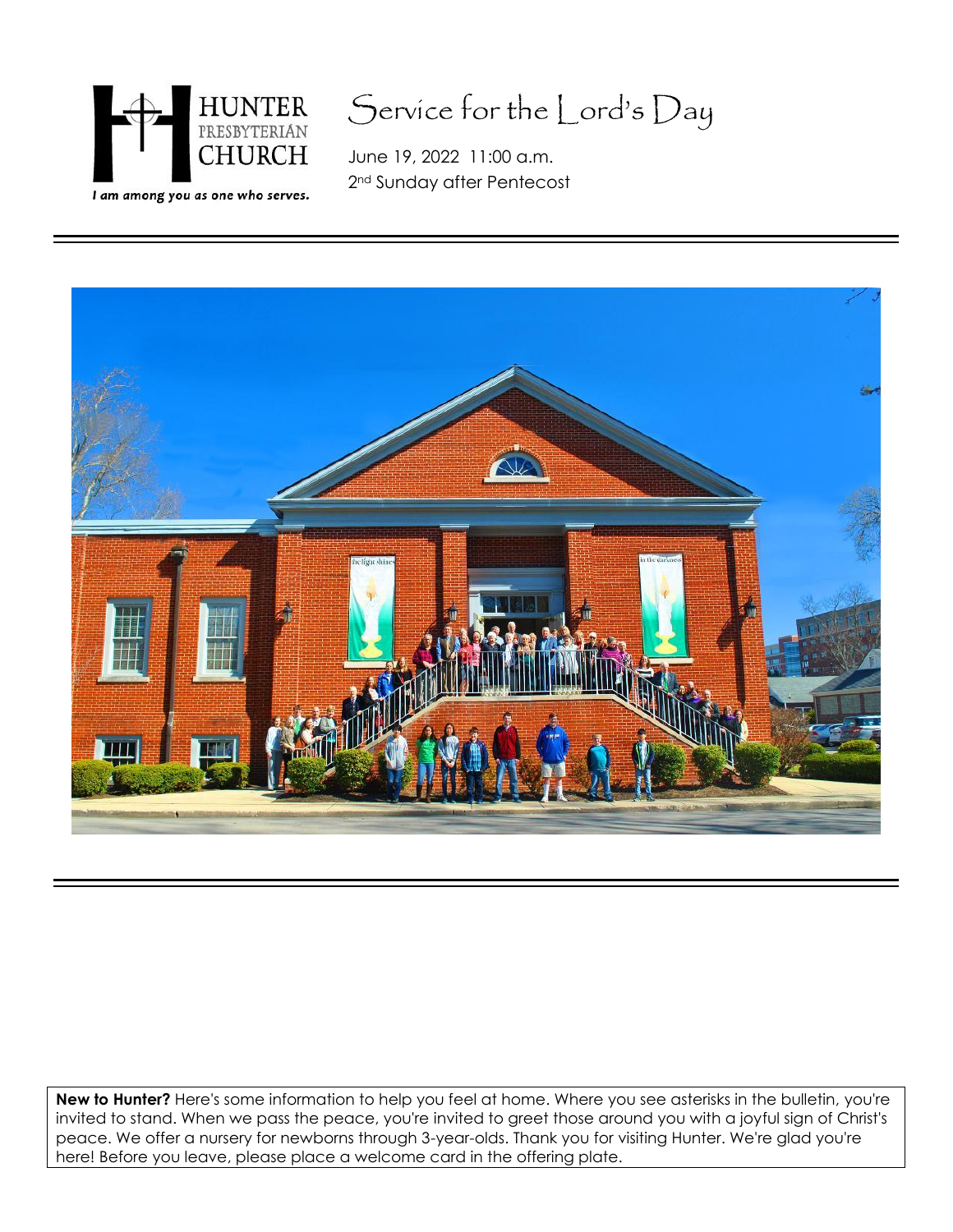HUNTER PRESBYTERIAN CHURCH

*I am among you as one who serves.*

# Service for the Lord's Day

June 19, 2022 11:00 a.m.
2nd Sunday after Pentecost

---

**New to Hunter?** Here's some information to help you feel at home. Where you see asterisks in the bulletin, you're invited to stand. When we pass the peace, you're invited to greet those around you with a joyful sign of Christ's peace. We offer a nursery for newborns through 3-year-olds. Thank you for visiting Hunter. We're glad you're here! Before you leave, please place a welcome card in the offering plate.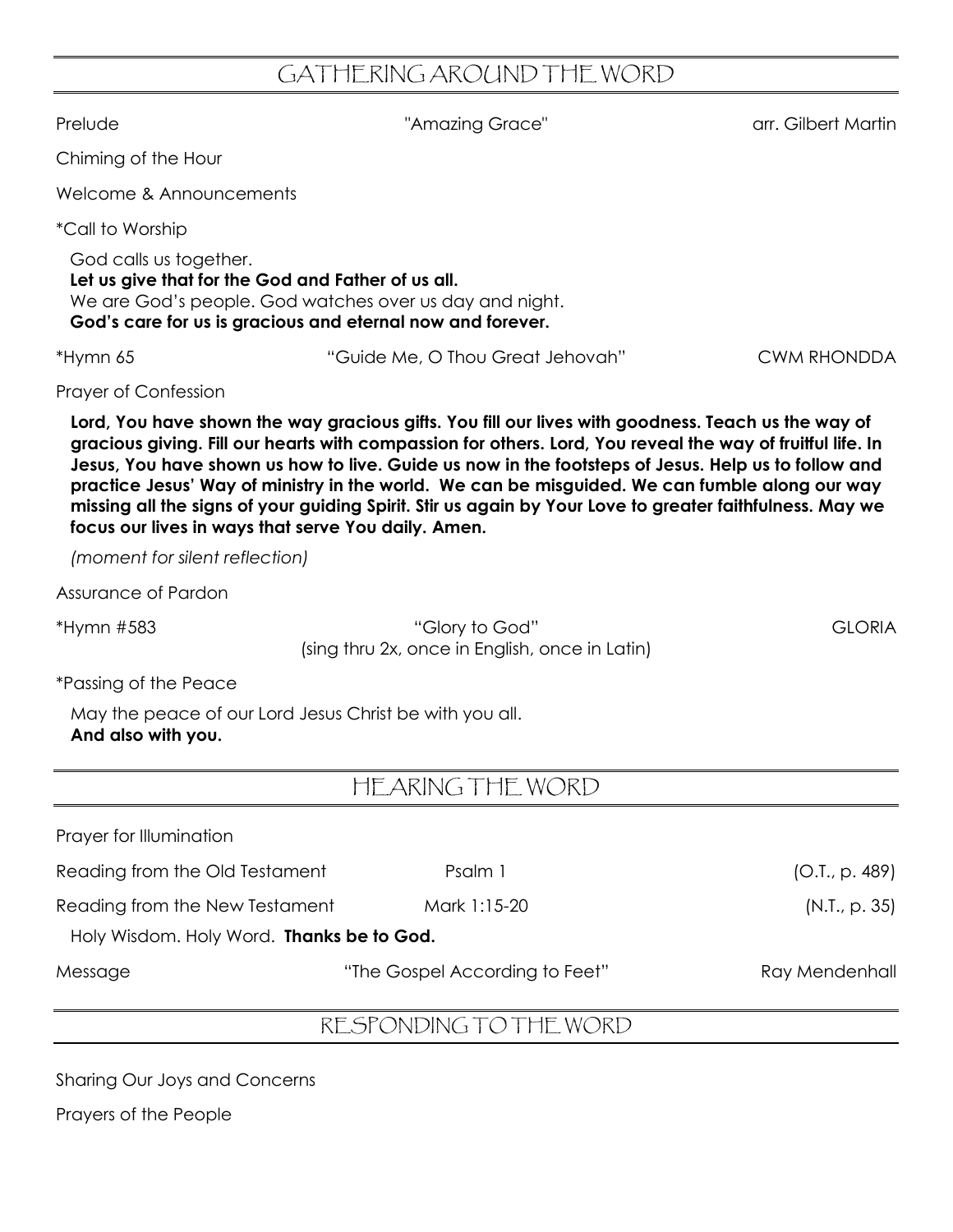## GATHERING AROUND THE WORD

Prelude "Amazing Grace" arr. Gilbert Martin

Chiming of the Hour

Welcome & Announcements

*Call to Worship

God calls us together.
**Let us give that for the God and Father of us all.**
We are God's people. God watches over us day and night.
**God's care for us is gracious and eternal now and forever.**

*Hymn 65 "Guide Me, O Thou Great Jehovah" CWM RHONDDA

Prayer of Confession

**Lord, You have shown the way gracious gifts. You fill our lives with goodness. Teach us the way of gracious giving. Fill our hearts with compassion for others. Lord, You reveal the way of fruitful life. In Jesus, You have shown us how to live. Guide us now in the footsteps of Jesus. Help us to follow and practice Jesus' Way of ministry in the world. We can be misguided. We can fumble along our way missing all the signs of your guiding Spirit. Stir us again by Your Love to greater faithfulness. May we focus our lives in ways that serve You daily. Amen.**

*(moment for silent reflection)*

Assurance of Pardon

*Hymn #583 "Glory to God" GLORIA
(sing thru 2x, once in English, once in Latin)

*Passing of the Peace

May the peace of our Lord Jesus Christ be with you all.
**And also with you.**

## HEARING THE WORD

Prayer for Illumination

Reading from the Old Testament Psalm 1 (O.T., p. 489)

Reading from the New Testament Mark 1:15-20 (N.T., p. 35)

Holy Wisdom. Holy Word. **Thanks be to God.**

Message "The Gospel According to Feet" Ray Mendenhall

## RESPONDING TO THE WORD

Sharing Our Joys and Concerns

Prayers of the People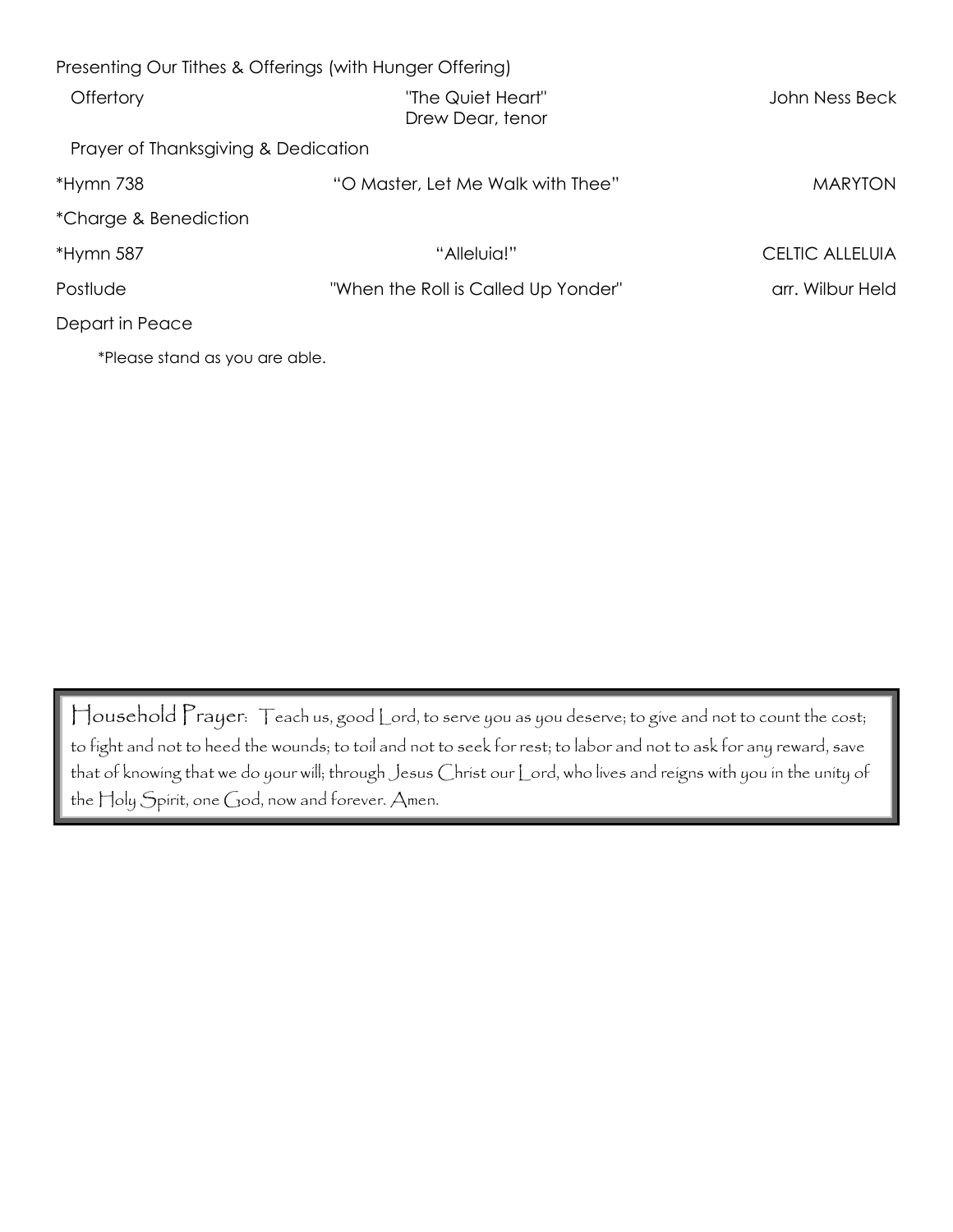Presenting Our Tithes & Offerings (with Hunger Offering)

| | | |
|---|---|---|
| Offertory | "The Quiet Heart"<br>Drew Dear, tenor | John Ness Beck |
| Prayer of Thanksgiving & Dedication | | |
| *Hymn 738 | "O Master, Let Me Walk with Thee" | MARYTON |
| *Charge & Benediction | | |
| *Hymn 587 | "Alleluia!" | CELTIC ALLELUIA |
| Postlude | "When the Roll is Called Up Yonder" | arr. Wilbur Held |
| Depart in Peace | | |

*Please stand as you are able.

Household Prayer: Teach us, good Lord, to serve you as you deserve; to give and not to count the cost; to fight and not to heed the wounds; to toil and not to seek for rest; to labor and not to ask for any reward, save that of knowing that we do your will; through Jesus Christ our Lord, who lives and reigns with you in the unity of the Holy Spirit, one God, now and forever. Amen.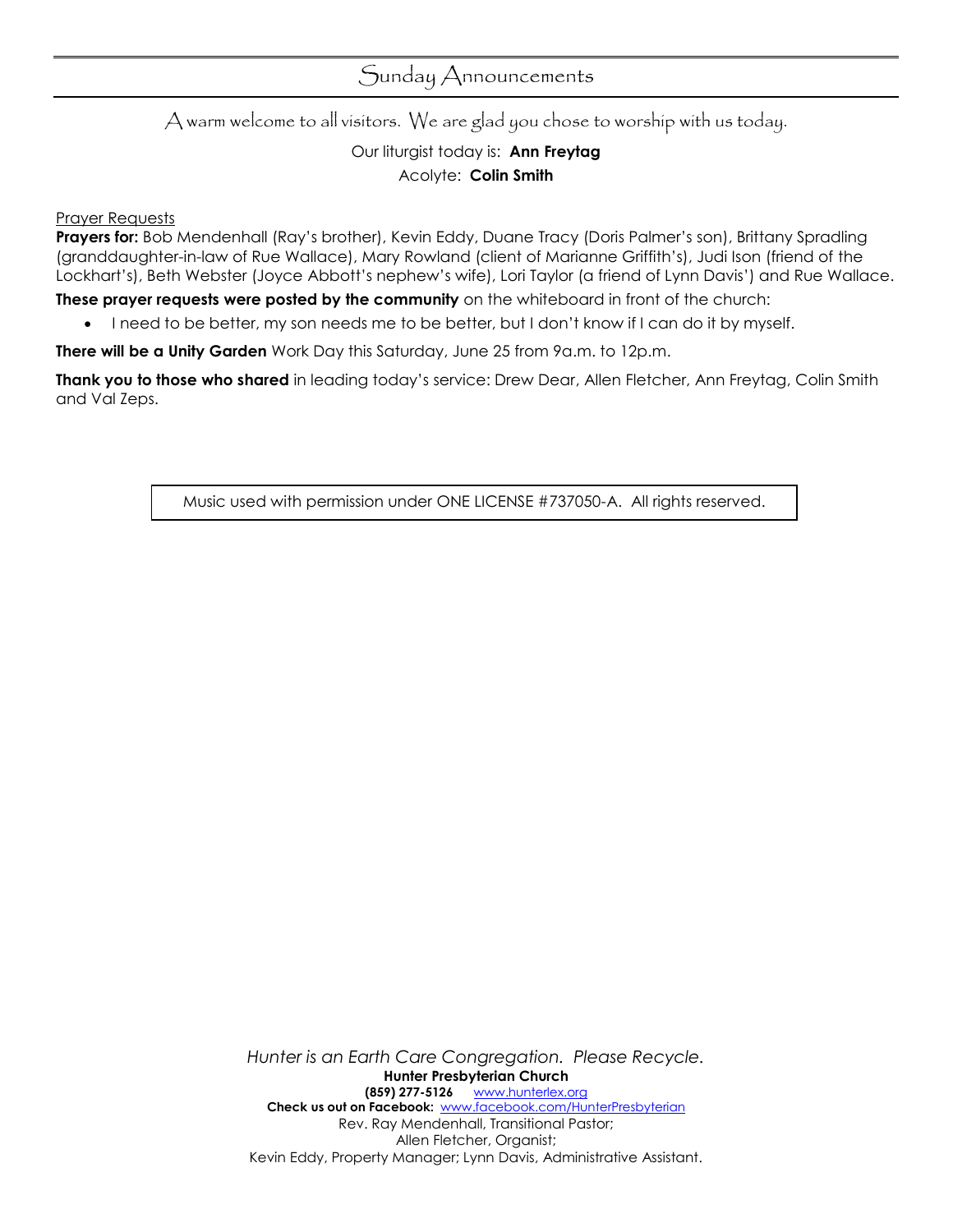# Sunday Announcements

A warm welcome to all visitors. We are glad you chose to worship with us today.

Our liturgist today is: **Ann Freytag**

Acolyte: **Colin Smith**

Prayer Requests

**Prayers for:** Bob Mendenhall (Ray's brother), Kevin Eddy, Duane Tracy (Doris Palmer's son), Brittany Spradling (granddaughter-in-law of Rue Wallace), Mary Rowland (client of Marianne Griffith's), Judi Ison (friend of the Lockhart's), Beth Webster (Joyce Abbott's nephew's wife), Lori Taylor (a friend of Lynn Davis') and Rue Wallace.

**These prayer requests were posted by the community** on the whiteboard in front of the church:

- I need to be better, my son needs me to be better, but I don't know if I can do it by myself.

**There will be a Unity Garden** Work Day this Saturday, June 25 from 9a.m. to 12p.m.

**Thank you to those who shared** in leading today's service: Drew Dear, Allen Fletcher, Ann Freytag, Colin Smith and Val Zeps.

Music used with permission under ONE LICENSE #737050-A. All rights reserved.

*Hunter is an Earth Care Congregation. Please Recycle.*

**Hunter Presbyterian Church**

**(859) 277-5126** www.hunterlex.org

**Check us out on Facebook:** www.facebook.com/HunterPresbyterian

Rev. Ray Mendenhall, Transitional Pastor;

Allen Fletcher, Organist;

Kevin Eddy, Property Manager; Lynn Davis, Administrative Assistant.